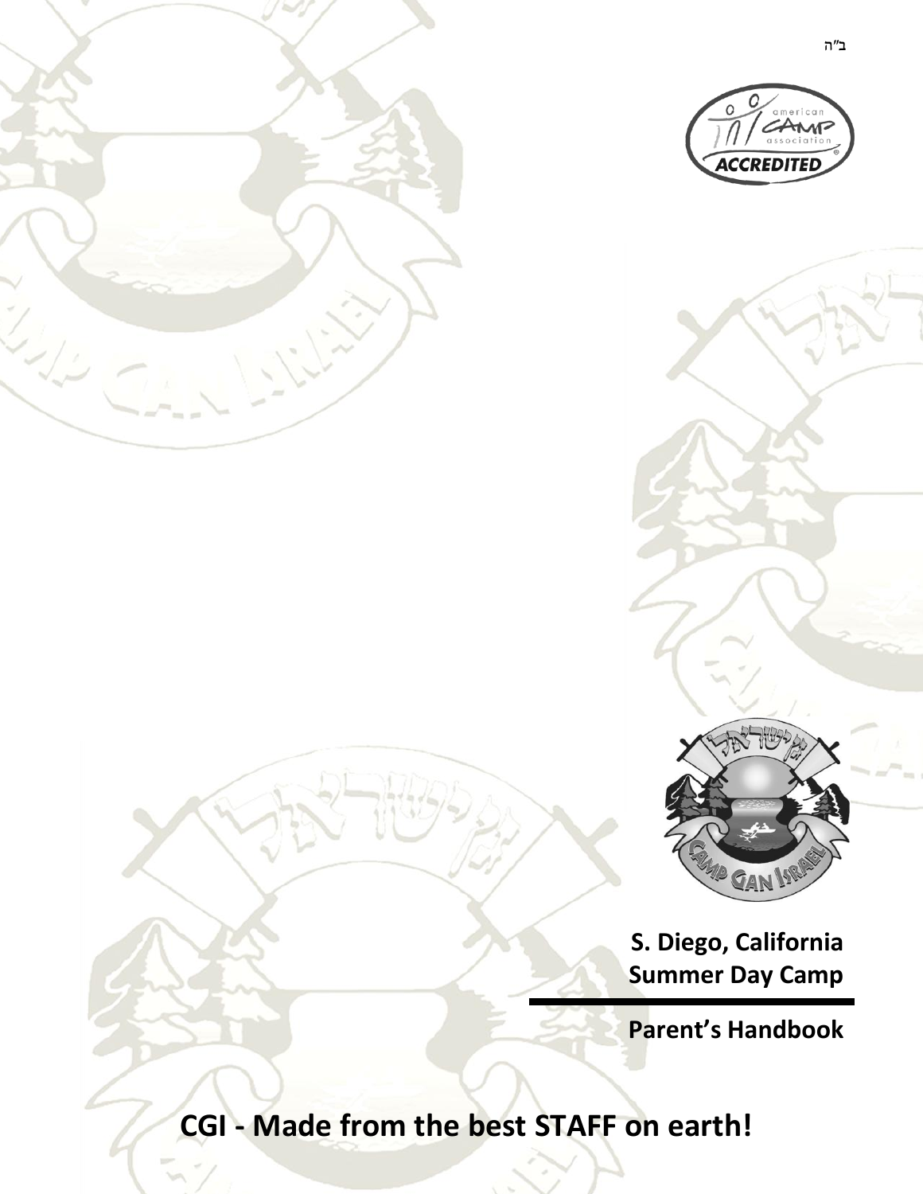ב"ה

**S. Diego, California**
**Summer Day Camp**

**Parent's Handbook**

# CGI - Made from the best STAFF on earth!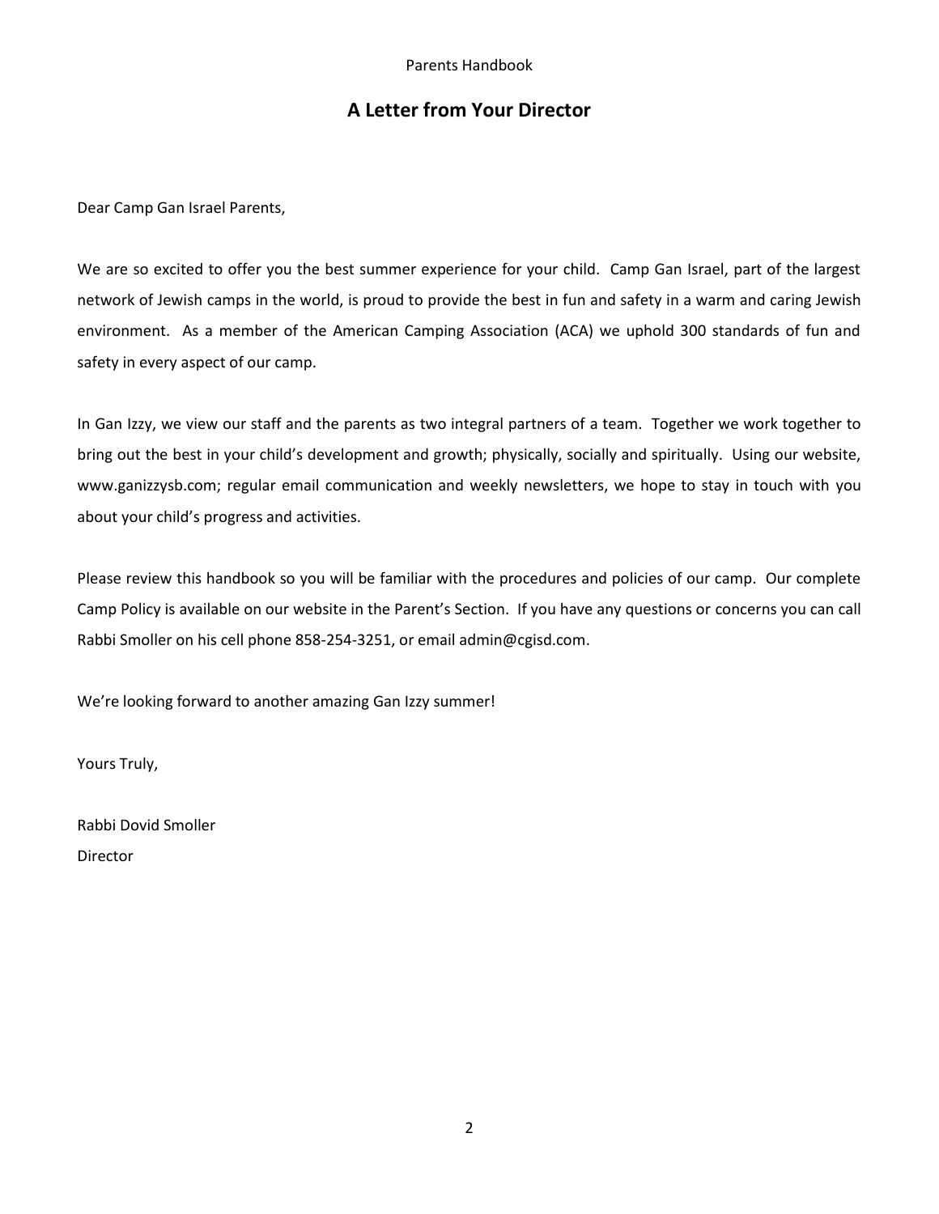## A Letter from Your Director

Dear Camp Gan Israel Parents,

We are so excited to offer you the best summer experience for your child. Camp Gan Israel, part of the largest network of Jewish camps in the world, is proud to provide the best in fun and safety in a warm and caring Jewish environment. As a member of the American Camping Association (ACA) we uphold 300 standards of fun and safety in every aspect of our camp.

In Gan Izzy, we view our staff and the parents as two integral partners of a team. Together we work together to bring out the best in your child's development and growth; physically, socially and spiritually. Using our website, www.ganizzysb.com; regular email communication and weekly newsletters, we hope to stay in touch with you about your child's progress and activities.

Please review this handbook so you will be familiar with the procedures and policies of our camp. Our complete Camp Policy is available on our website in the Parent's Section. If you have any questions or concerns you can call Rabbi Smoller on his cell phone 858-254-3251, or email admin@cgisd.com.

We're looking forward to another amazing Gan Izzy summer!

Yours Truly,

Rabbi Dovid Smoller

Director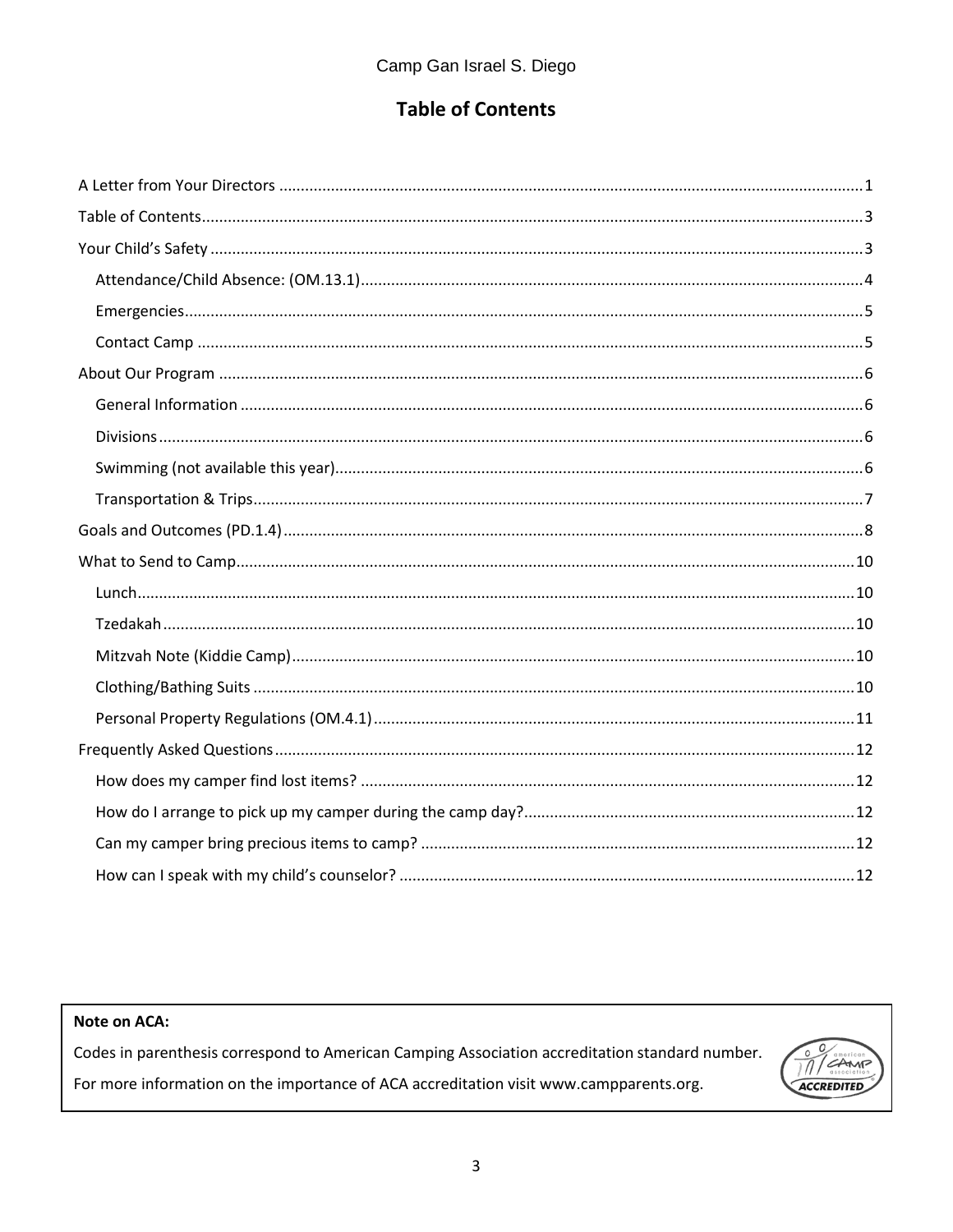# Table of Contents

- A Letter from Your Directors .......... 1
- Table of Contents .......... 3
- Your Child's Safety .......... 3
  - Attendance/Child Absence: (OM.13.1) .......... 4
  - Emergencies .......... 5
  - Contact Camp .......... 5
- About Our Program .......... 6
  - General Information .......... 6
  - Divisions .......... 6
  - Swimming (not available this year) .......... 6
  - Transportation & Trips .......... 7
- Goals and Outcomes (PD.1.4) .......... 8
- What to Send to Camp .......... 10
  - Lunch .......... 10
  - Tzedakah .......... 10
  - Mitzvah Note (Kiddie Camp) .......... 10
  - Clothing/Bathing Suits .......... 10
  - Personal Property Regulations (OM.4.1) .......... 11
- Frequently Asked Questions .......... 12
  - How does my camper find lost items? .......... 12
  - How do I arrange to pick up my camper during the camp day? .......... 12
  - Can my camper bring precious items to camp? .......... 12
  - How can I speak with my child's counselor? .......... 12

**Note on ACA:**

Codes in parenthesis correspond to American Camping Association accreditation standard number.

For more information on the importance of ACA accreditation visit www.campparents.org.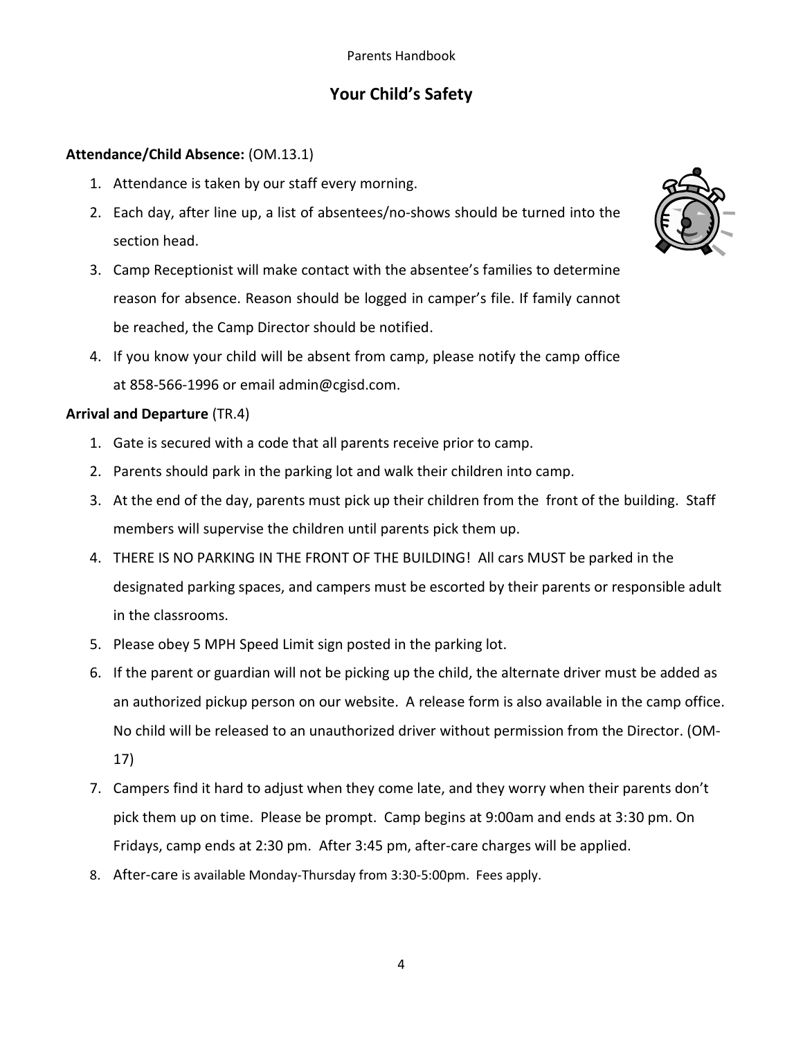## Your Child's Safety

**Attendance/Child Absence:** (OM.13.1)

1. Attendance is taken by our staff every morning.
2. Each day, after line up, a list of absentees/no-shows should be turned into the section head.
3. Camp Receptionist will make contact with the absentee's families to determine reason for absence. Reason should be logged in camper's file. If family cannot be reached, the Camp Director should be notified.
4. If you know your child will be absent from camp, please notify the camp office at 858-566-1996 or email admin@cgisd.com.

**Arrival and Departure** (TR.4)

1. Gate is secured with a code that all parents receive prior to camp.
2. Parents should park in the parking lot and walk their children into camp.
3. At the end of the day, parents must pick up their children from the front of the building. Staff members will supervise the children until parents pick them up.
4. THERE IS NO PARKING IN THE FRONT OF THE BUILDING! All cars MUST be parked in the designated parking spaces, and campers must be escorted by their parents or responsible adult in the classrooms.
5. Please obey 5 MPH Speed Limit sign posted in the parking lot.
6. If the parent or guardian will not be picking up the child, the alternate driver must be added as an authorized pickup person on our website. A release form is also available in the camp office. No child will be released to an unauthorized driver without permission from the Director. (OM-17)
7. Campers find it hard to adjust when they come late, and they worry when their parents don't pick them up on time. Please be prompt. Camp begins at 9:00am and ends at 3:30 pm. On Fridays, camp ends at 2:30 pm. After 3:45 pm, after-care charges will be applied.
8. After-care is available Monday-Thursday from 3:30-5:00pm. Fees apply.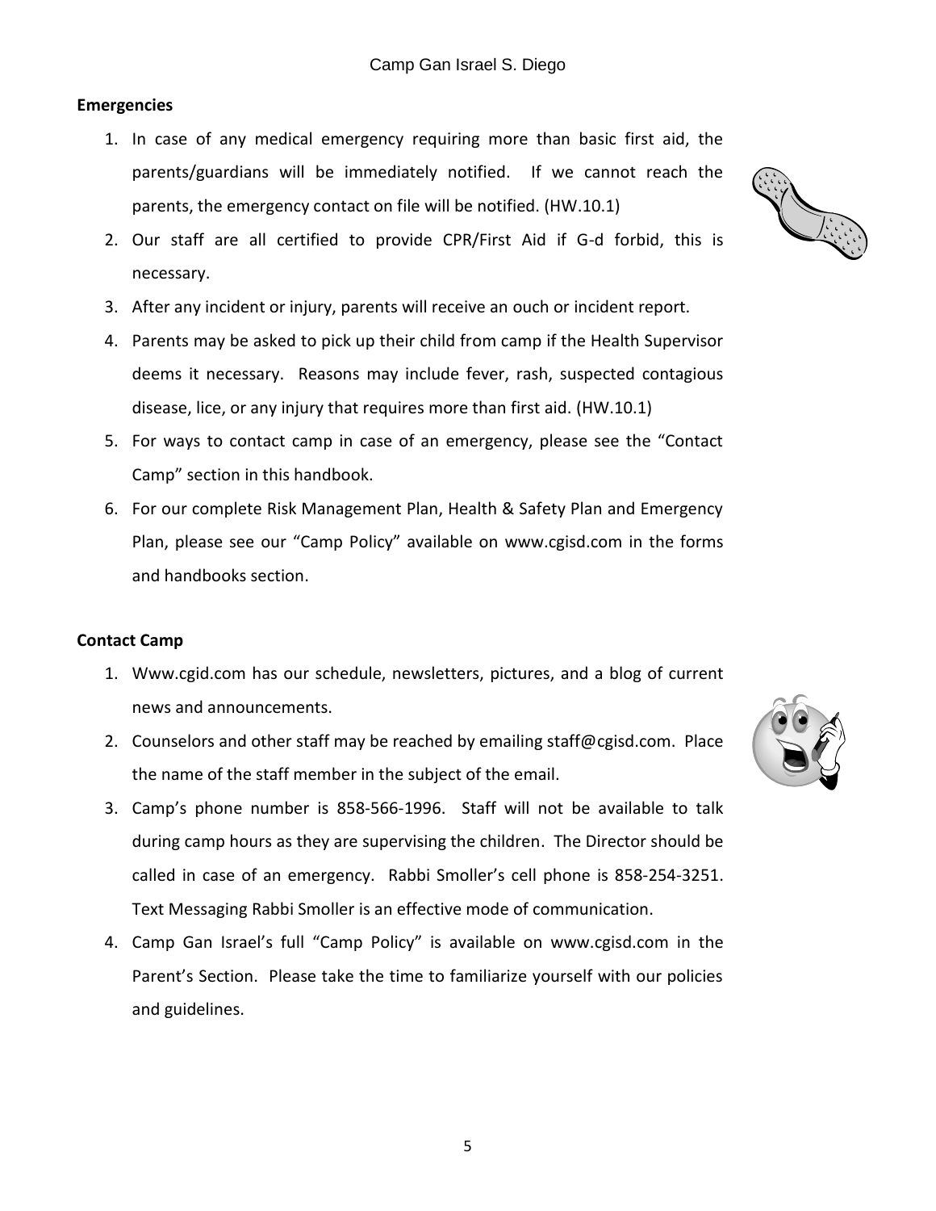**Emergencies**

1. In case of any medical emergency requiring more than basic first aid, the parents/guardians will be immediately notified. If we cannot reach the parents, the emergency contact on file will be notified. (HW.10.1)
2. Our staff are all certified to provide CPR/First Aid if G-d forbid, this is necessary.
3. After any incident or injury, parents will receive an ouch or incident report.
4. Parents may be asked to pick up their child from camp if the Health Supervisor deems it necessary. Reasons may include fever, rash, suspected contagious disease, lice, or any injury that requires more than first aid. (HW.10.1)
5. For ways to contact camp in case of an emergency, please see the "Contact Camp" section in this handbook.
6. For our complete Risk Management Plan, Health & Safety Plan and Emergency Plan, please see our "Camp Policy" available on www.cgisd.com in the forms and handbooks section.

**Contact Camp**

1. Www.cgid.com has our schedule, newsletters, pictures, and a blog of current news and announcements.
2. Counselors and other staff may be reached by emailing staff@cgisd.com. Place the name of the staff member in the subject of the email.
3. Camp's phone number is 858-566-1996. Staff will not be available to talk during camp hours as they are supervising the children. The Director should be called in case of an emergency. Rabbi Smoller's cell phone is 858-254-3251. Text Messaging Rabbi Smoller is an effective mode of communication.
4. Camp Gan Israel's full "Camp Policy" is available on www.cgisd.com in the Parent's Section. Please take the time to familiarize yourself with our policies and guidelines.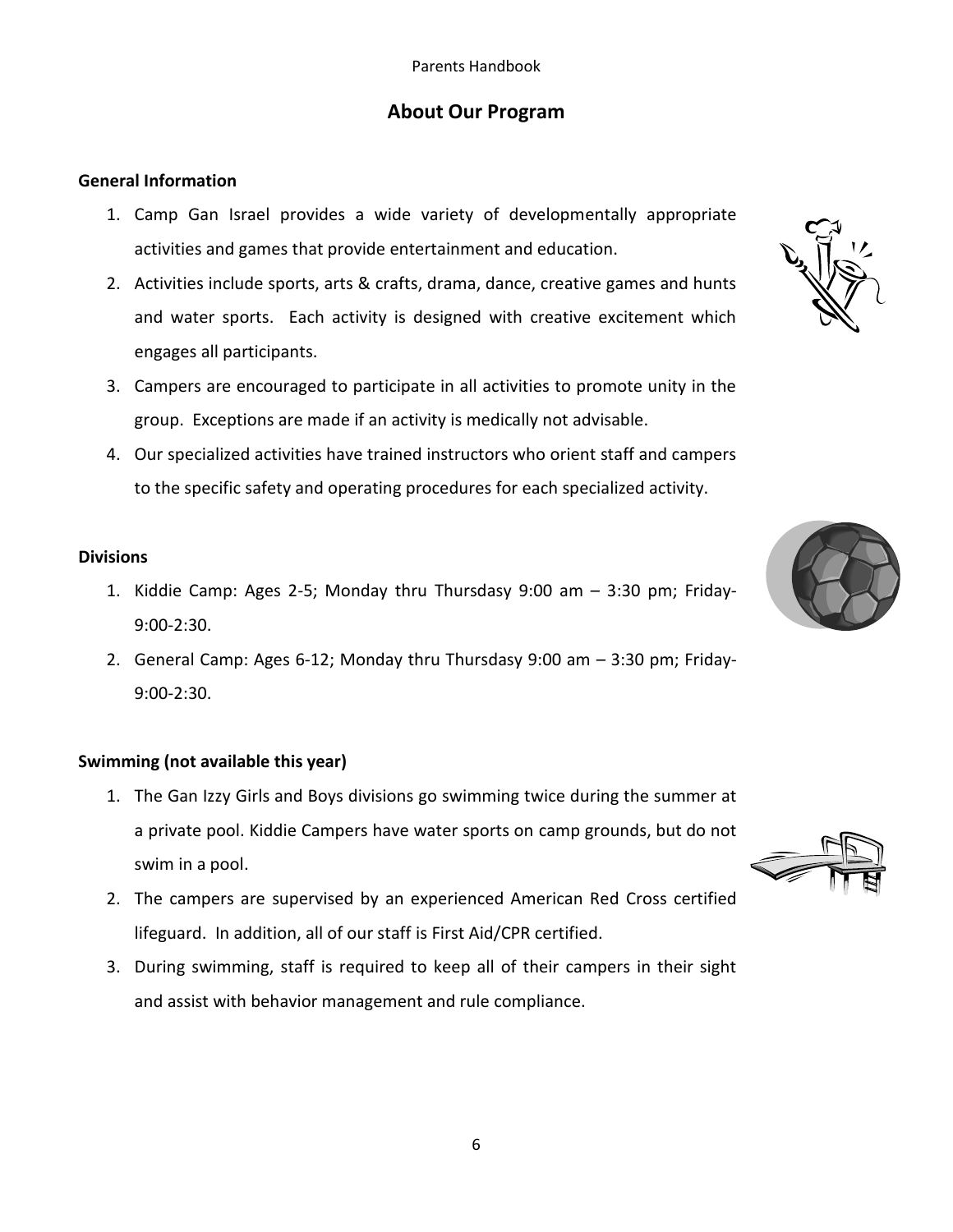## About Our Program

### General Information

1. Camp Gan Israel provides a wide variety of developmentally appropriate activities and games that provide entertainment and education.
2. Activities include sports, arts & crafts, drama, dance, creative games and hunts and water sports. Each activity is designed with creative excitement which engages all participants.
3. Campers are encouraged to participate in all activities to promote unity in the group. Exceptions are made if an activity is medically not advisable.
4. Our specialized activities have trained instructors who orient staff and campers to the specific safety and operating procedures for each specialized activity.

### Divisions

1. Kiddie Camp: Ages 2-5; Monday thru Thursdasy 9:00 am – 3:30 pm; Friday-9:00-2:30.
2. General Camp: Ages 6-12; Monday thru Thursdasy 9:00 am – 3:30 pm; Friday-9:00-2:30.

### Swimming (not available this year)

1. The Gan Izzy Girls and Boys divisions go swimming twice during the summer at a private pool. Kiddie Campers have water sports on camp grounds, but do not swim in a pool.
2. The campers are supervised by an experienced American Red Cross certified lifeguard. In addition, all of our staff is First Aid/CPR certified.
3. During swimming, staff is required to keep all of their campers in their sight and assist with behavior management and rule compliance.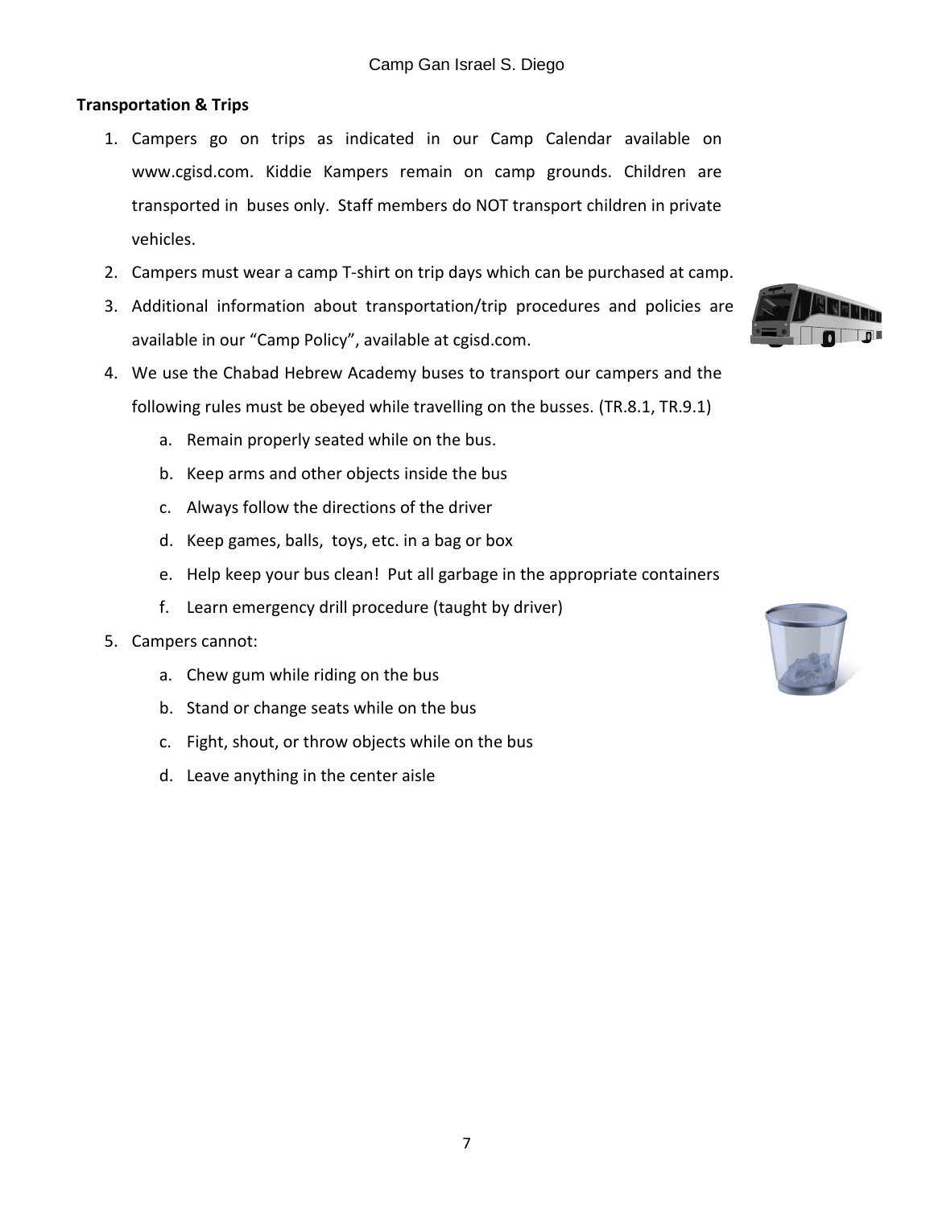**Transportation & Trips**

1. Campers go on trips as indicated in our Camp Calendar available on www.cgisd.com. Kiddie Kampers remain on camp grounds. Children are transported in buses only. Staff members do NOT transport children in private vehicles.
2. Campers must wear a camp T-shirt on trip days which can be purchased at camp.
3. Additional information about transportation/trip procedures and policies are available in our "Camp Policy", available at cgisd.com.
4. We use the Chabad Hebrew Academy buses to transport our campers and the following rules must be obeyed while travelling on the busses. (TR.8.1, TR.9.1)
   a. Remain properly seated while on the bus.
   b. Keep arms and other objects inside the bus
   c. Always follow the directions of the driver
   d. Keep games, balls, toys, etc. in a bag or box
   e. Help keep your bus clean! Put all garbage in the appropriate containers
   f. Learn emergency drill procedure (taught by driver)
5. Campers cannot:
   a. Chew gum while riding on the bus
   b. Stand or change seats while on the bus
   c. Fight, shout, or throw objects while on the bus
   d. Leave anything in the center aisle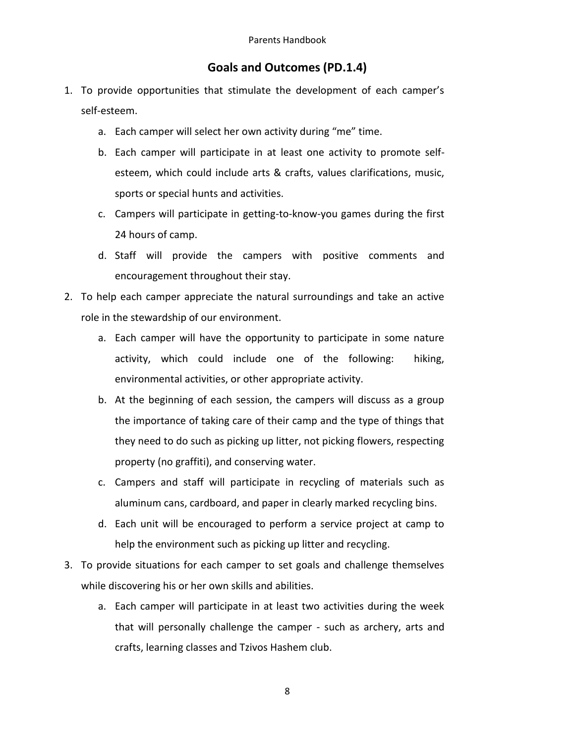## Goals and Outcomes (PD.1.4)

1. To provide opportunities that stimulate the development of each camper's self-esteem.
   a. Each camper will select her own activity during "me" time.
   b. Each camper will participate in at least one activity to promote self-esteem, which could include arts & crafts, values clarifications, music, sports or special hunts and activities.
   c. Campers will participate in getting-to-know-you games during the first 24 hours of camp.
   d. Staff will provide the campers with positive comments and encouragement throughout their stay.
2. To help each camper appreciate the natural surroundings and take an active role in the stewardship of our environment.
   a. Each camper will have the opportunity to participate in some nature activity, which could include one of the following: hiking, environmental activities, or other appropriate activity.
   b. At the beginning of each session, the campers will discuss as a group the importance of taking care of their camp and the type of things that they need to do such as picking up litter, not picking flowers, respecting property (no graffiti), and conserving water.
   c. Campers and staff will participate in recycling of materials such as aluminum cans, cardboard, and paper in clearly marked recycling bins.
   d. Each unit will be encouraged to perform a service project at camp to help the environment such as picking up litter and recycling.
3. To provide situations for each camper to set goals and challenge themselves while discovering his or her own skills and abilities.
   a. Each camper will participate in at least two activities during the week that will personally challenge the camper - such as archery, arts and crafts, learning classes and Tzivos Hashem club.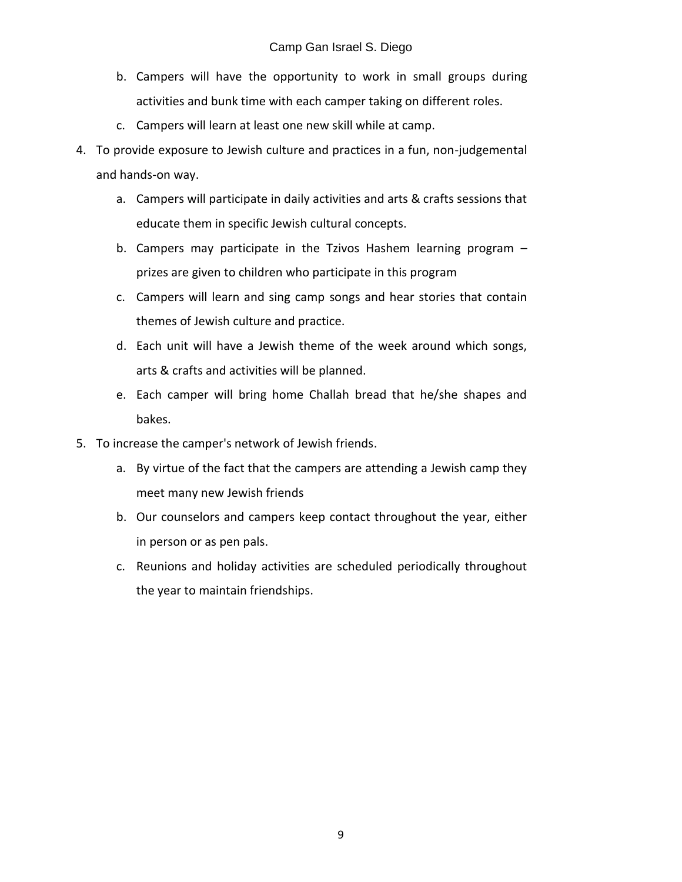b. Campers will have the opportunity to work in small groups during activities and bunk time with each camper taking on different roles.
   c. Campers will learn at least one new skill while at camp.

4. To provide exposure to Jewish culture and practices in a fun, non-judgemental and hands-on way.
   a. Campers will participate in daily activities and arts & crafts sessions that educate them in specific Jewish cultural concepts.
   b. Campers may participate in the Tzivos Hashem learning program – prizes are given to children who participate in this program
   c. Campers will learn and sing camp songs and hear stories that contain themes of Jewish culture and practice.
   d. Each unit will have a Jewish theme of the week around which songs, arts & crafts and activities will be planned.
   e. Each camper will bring home Challah bread that he/she shapes and bakes.

5. To increase the camper's network of Jewish friends.
   a. By virtue of the fact that the campers are attending a Jewish camp they meet many new Jewish friends
   b. Our counselors and campers keep contact throughout the year, either in person or as pen pals.
   c. Reunions and holiday activities are scheduled periodically throughout the year to maintain friendships.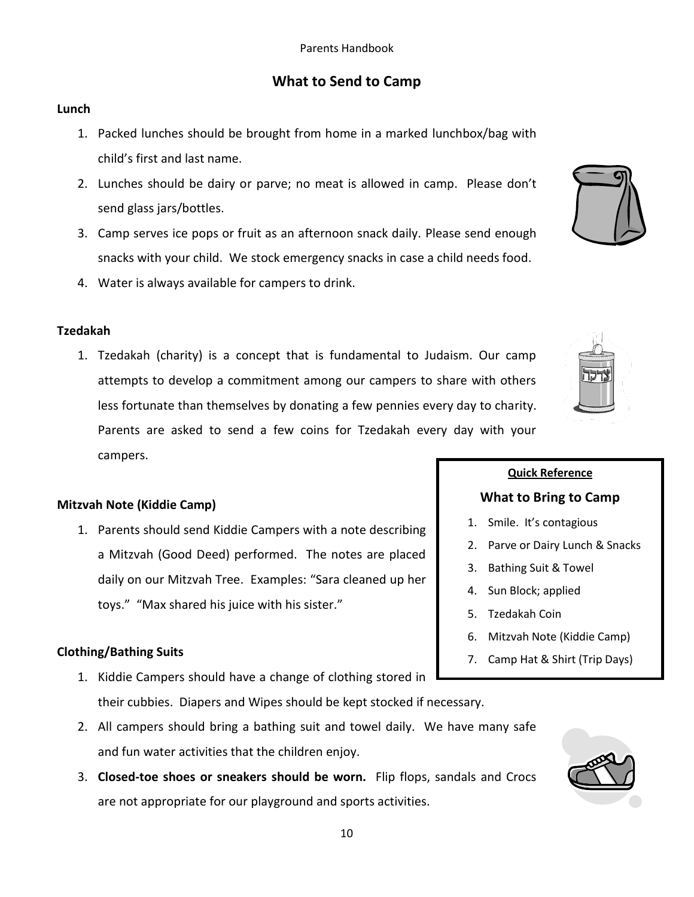# What to Send to Camp

**Lunch**

1. Packed lunches should be brought from home in a marked lunchbox/bag with child's first and last name.
2. Lunches should be dairy or parve; no meat is allowed in camp. Please don't send glass jars/bottles.
3. Camp serves ice pops or fruit as an afternoon snack daily. Please send enough snacks with your child. We stock emergency snacks in case a child needs food.
4. Water is always available for campers to drink.

**Tzedakah**

1. Tzedakah (charity) is a concept that is fundamental to Judaism. Our camp attempts to develop a commitment among our campers to share with others less fortunate than themselves by donating a few pennies every day to charity. Parents are asked to send a few coins for Tzedakah every day with your campers.

**Mitzvah Note (Kiddie Camp)**

1. Parents should send Kiddie Campers with a note describing a Mitzvah (Good Deed) performed. The notes are placed daily on our Mitzvah Tree. Examples: "Sara cleaned up her toys." "Max shared his juice with his sister."

**Clothing/Bathing Suits**

1. Kiddie Campers should have a change of clothing stored in their cubbies. Diapers and Wipes should be kept stocked if necessary.
2. All campers should bring a bathing suit and towel daily. We have many safe and fun water activities that the children enjoy.
3. **Closed-toe shoes or sneakers should be worn.** Flip flops, sandals and Crocs are not appropriate for our playground and sports activities.

---

**Quick Reference**

**What to Bring to Camp**

1. Smile. It's contagious
2. Parve or Dairy Lunch & Snacks
3. Bathing Suit & Towel
4. Sun Block; applied
5. Tzedakah Coin
6. Mitzvah Note (Kiddie Camp)
7. Camp Hat & Shirt (Trip Days)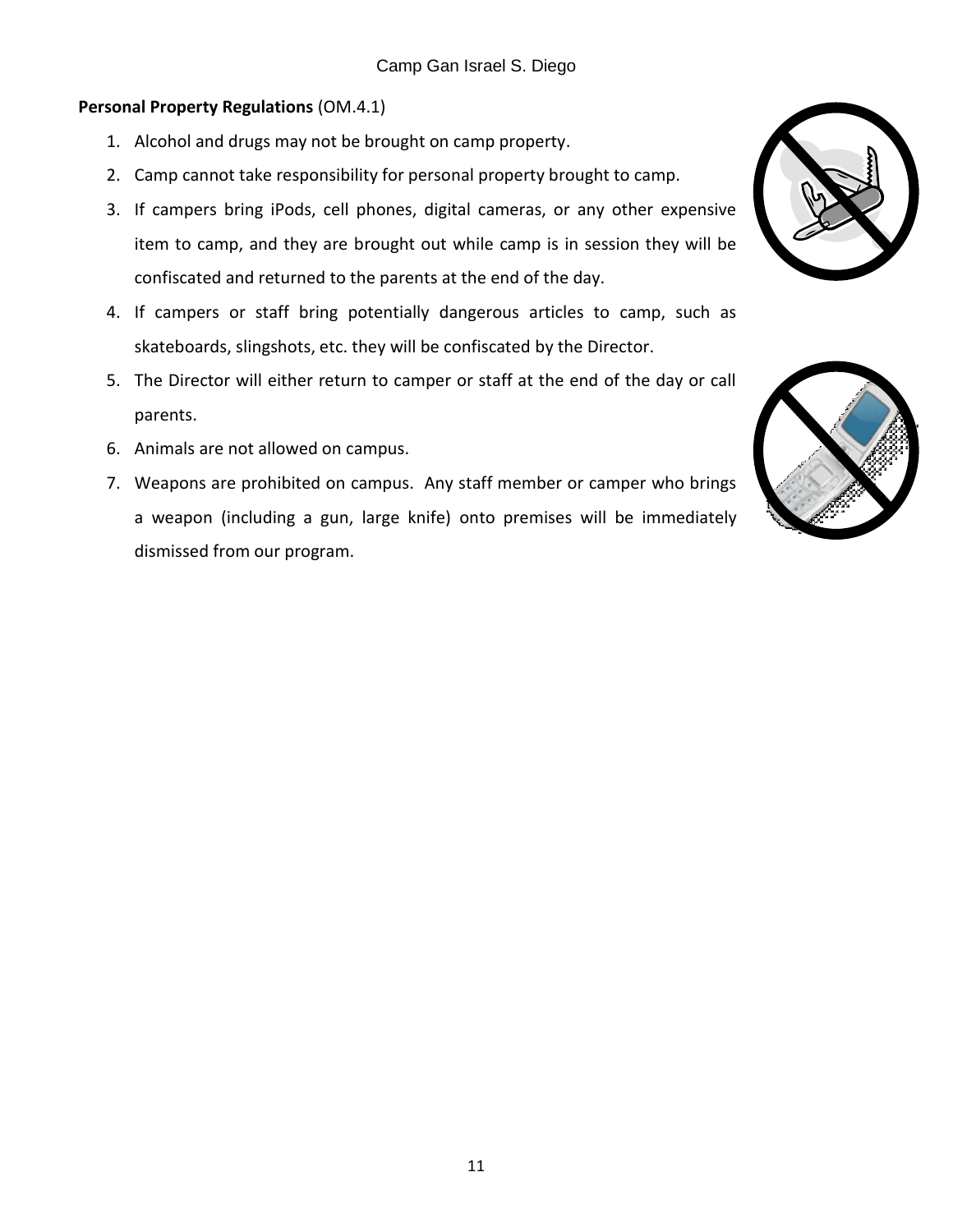**Personal Property Regulations** (OM.4.1)

1. Alcohol and drugs may not be brought on camp property.
2. Camp cannot take responsibility for personal property brought to camp.
3. If campers bring iPods, cell phones, digital cameras, or any other expensive item to camp, and they are brought out while camp is in session they will be confiscated and returned to the parents at the end of the day.
4. If campers or staff bring potentially dangerous articles to camp, such as skateboards, slingshots, etc. they will be confiscated by the Director.
5. The Director will either return to camper or staff at the end of the day or call parents.
6. Animals are not allowed on campus.
7. Weapons are prohibited on campus. Any staff member or camper who brings a weapon (including a gun, large knife) onto premises will be immediately dismissed from our program.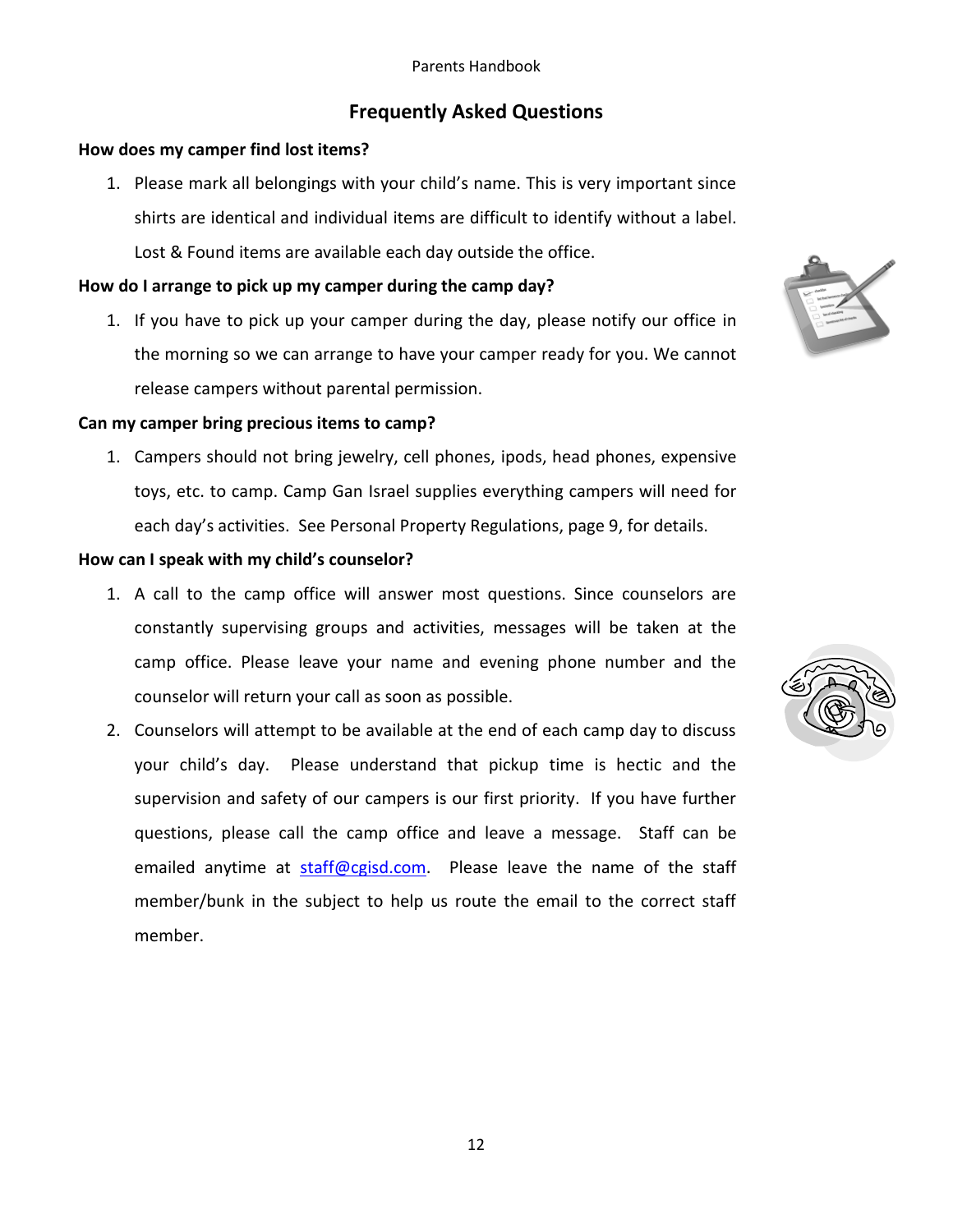## Frequently Asked Questions

**How does my camper find lost items?**

1. Please mark all belongings with your child's name. This is very important since shirts are identical and individual items are difficult to identify without a label. Lost & Found items are available each day outside the office.

**How do I arrange to pick up my camper during the camp day?**

1. If you have to pick up your camper during the day, please notify our office in the morning so we can arrange to have your camper ready for you. We cannot release campers without parental permission.

**Can my camper bring precious items to camp?**

1. Campers should not bring jewelry, cell phones, ipods, head phones, expensive toys, etc. to camp. Camp Gan Israel supplies everything campers will need for each day's activities. See Personal Property Regulations, page 9, for details.

**How can I speak with my child's counselor?**

1. A call to the camp office will answer most questions. Since counselors are constantly supervising groups and activities, messages will be taken at the camp office. Please leave your name and evening phone number and the counselor will return your call as soon as possible.
2. Counselors will attempt to be available at the end of each camp day to discuss your child's day. Please understand that pickup time is hectic and the supervision and safety of our campers is our first priority. If you have further questions, please call the camp office and leave a message. Staff can be emailed anytime at staff@cgisd.com. Please leave the name of the staff member/bunk in the subject to help us route the email to the correct staff member.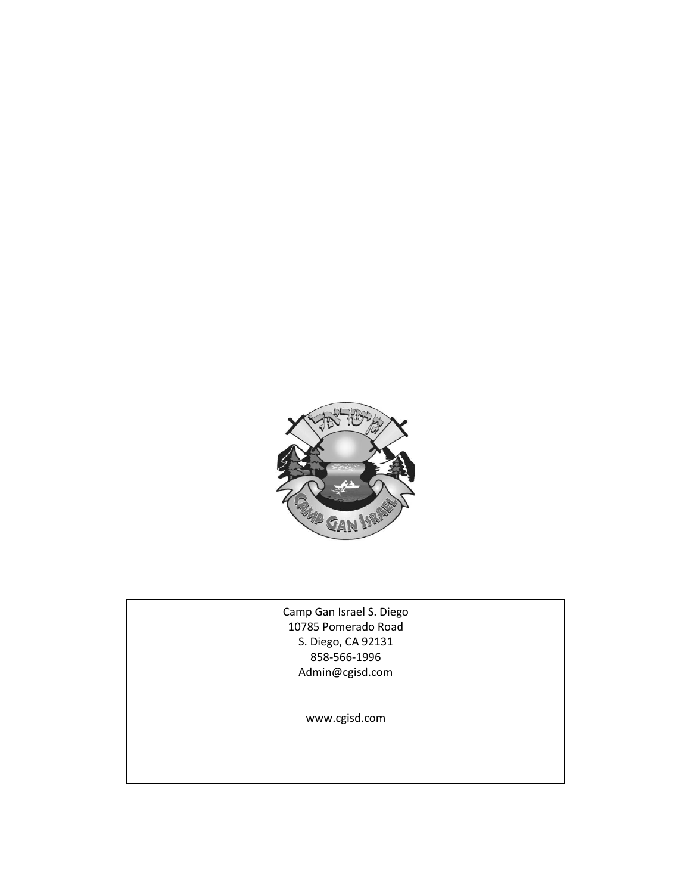Camp Gan Israel S. Diego
10785 Pomerado Road
S. Diego, CA 92131
858-566-1996
Admin@cgisd.com

www.cgisd.com